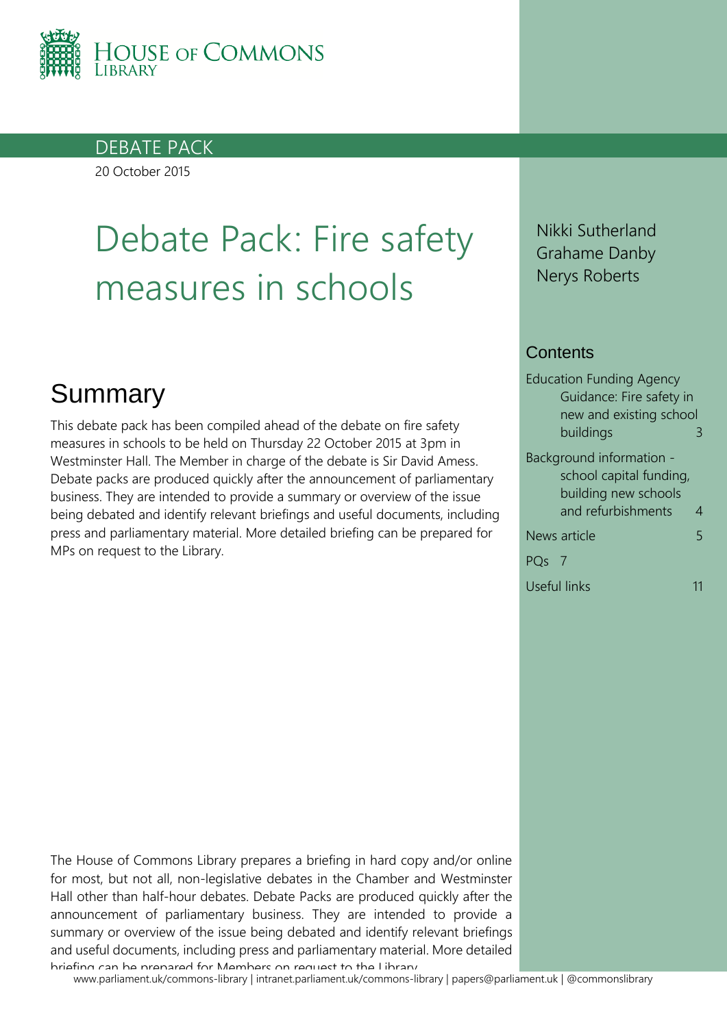HOUSE OF COMMONS LIBRARY

DEBATE PACK

20 October 2015

# Debate Pack: Fire safety measures in schools

Nikki Sutherland
Grahame Danby
Nerys Roberts

## Summary

This debate pack has been compiled ahead of the debate on fire safety measures in schools to be held on Thursday 22 October 2015 at 3pm in Westminster Hall. The Member in charge of the debate is Sir David Amess. Debate packs are produced quickly after the announcement of parliamentary business. They are intended to provide a summary or overview of the issue being debated and identify relevant briefings and useful documents, including press and parliamentary material. More detailed briefing can be prepared for MPs on request to the Library.

## Contents

- Education Funding Agency Guidance: Fire safety in new and existing school buildings — 3
- Background information - school capital funding, building new schools and refurbishments — 4
- News article — 5
- PQs — 7
- Useful links — 11

The House of Commons Library prepares a briefing in hard copy and/or online for most, but not all, non-legislative debates in the Chamber and Westminster Hall other than half-hour debates. Debate Packs are produced quickly after the announcement of parliamentary business. They are intended to provide a summary or overview of the issue being debated and identify relevant briefings and useful documents, including press and parliamentary material. More detailed briefing can be prepared for Members on request to the Library.

www.parliament.uk/commons-library | intranet.parliament.uk/commons-library | papers@parliament.uk | @commonslibrary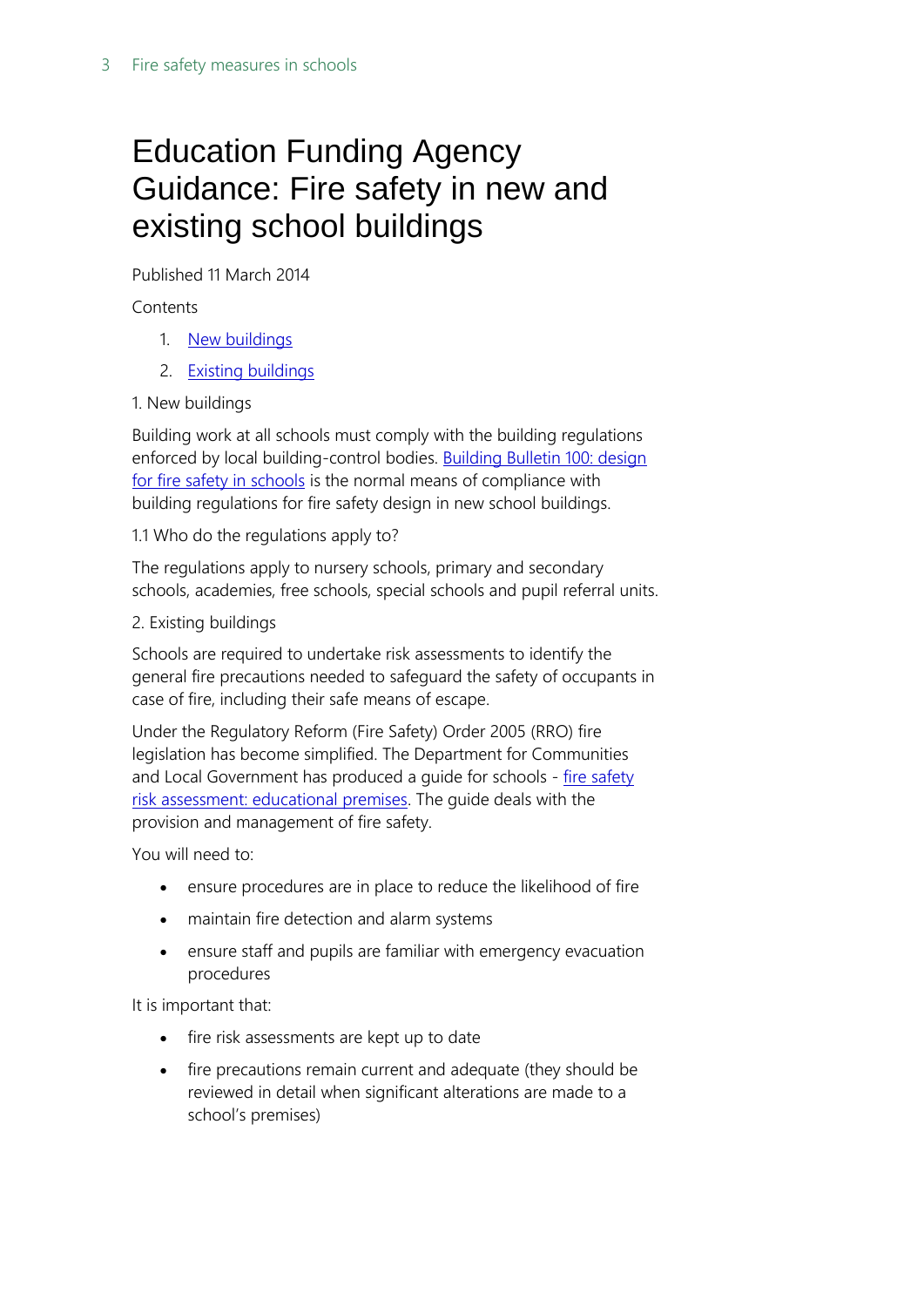# Education Funding Agency Guidance: Fire safety in new and existing school buildings

Published 11 March 2014

Contents

1. [New buildings]
2. [Existing buildings]

1. New buildings

Building work at all schools must comply with the building regulations enforced by local building-control bodies. [Building Bulletin 100: design for fire safety in schools] is the normal means of compliance with building regulations for fire safety design in new school buildings.

1.1 Who do the regulations apply to?

The regulations apply to nursery schools, primary and secondary schools, academies, free schools, special schools and pupil referral units.

2. Existing buildings

Schools are required to undertake risk assessments to identify the general fire precautions needed to safeguard the safety of occupants in case of fire, including their safe means of escape.

Under the Regulatory Reform (Fire Safety) Order 2005 (RRO) fire legislation has become simplified. The Department for Communities and Local Government has produced a guide for schools - [fire safety risk assessment: educational premises]. The guide deals with the provision and management of fire safety.

You will need to:

- ensure procedures are in place to reduce the likelihood of fire
- maintain fire detection and alarm systems
- ensure staff and pupils are familiar with emergency evacuation procedures

It is important that:

- fire risk assessments are kept up to date
- fire precautions remain current and adequate (they should be reviewed in detail when significant alterations are made to a school's premises)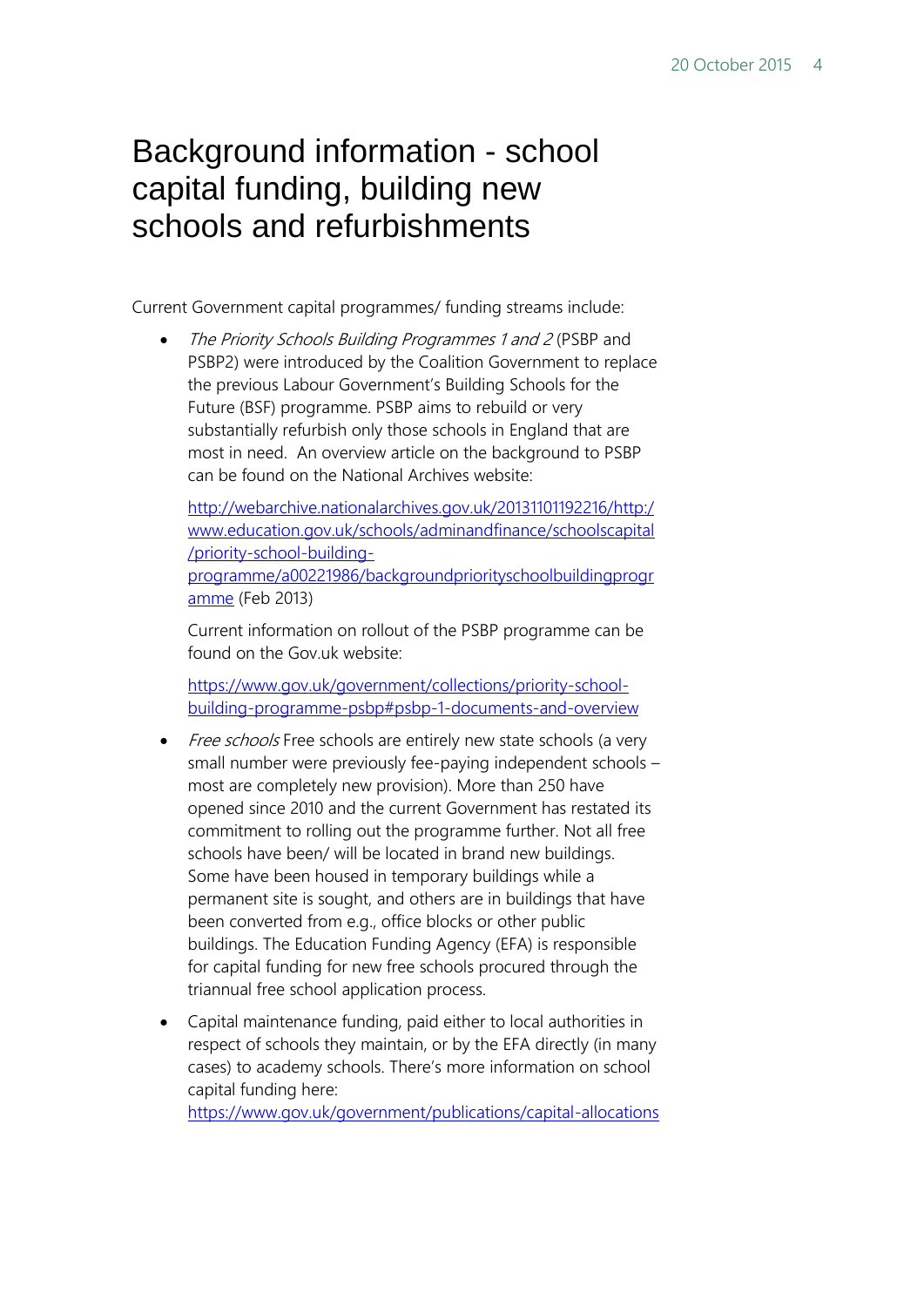# Background information - school capital funding, building new schools and refurbishments

Current Government capital programmes/ funding streams include:

- *The Priority Schools Building Programmes 1 and 2* (PSBP and PSBP2) were introduced by the Coalition Government to replace the previous Labour Government's Building Schools for the Future (BSF) programme. PSBP aims to rebuild or very substantially refurbish only those schools in England that are most in need. An overview article on the background to PSBP can be found on the National Archives website:

  [http://webarchive.nationalarchives.gov.uk/20131101192216/http://www.education.gov.uk/schools/adminandfinance/schoolscapital/priority-school-building-programme/a00221986/backgroundpriorityschoolbuildingprogramme](http://webarchive.nationalarchives.gov.uk/20131101192216/http://www.education.gov.uk/schools/adminandfinance/schoolscapital/priority-school-building-programme/a00221986/backgroundpriorityschoolbuildingprogramme) (Feb 2013)

  Current information on rollout of the PSBP programme can be found on the Gov.uk website:

  [https://www.gov.uk/government/collections/priority-school-building-programme-psbp#psbp-1-documents-and-overview](https://www.gov.uk/government/collections/priority-school-building-programme-psbp#psbp-1-documents-and-overview)

- *Free schools* Free schools are entirely new state schools (a very small number were previously fee-paying independent schools – most are completely new provision). More than 250 have opened since 2010 and the current Government has restated its commitment to rolling out the programme further. Not all free schools have been/ will be located in brand new buildings. Some have been housed in temporary buildings while a permanent site is sought, and others are in buildings that have been converted from e.g., office blocks or other public buildings. The Education Funding Agency (EFA) is responsible for capital funding for new free schools procured through the triannual free school application process.

- Capital maintenance funding, paid either to local authorities in respect of schools they maintain, or by the EFA directly (in many cases) to academy schools. There's more information on school capital funding here: [https://www.gov.uk/government/publications/capital-allocations](https://www.gov.uk/government/publications/capital-allocations)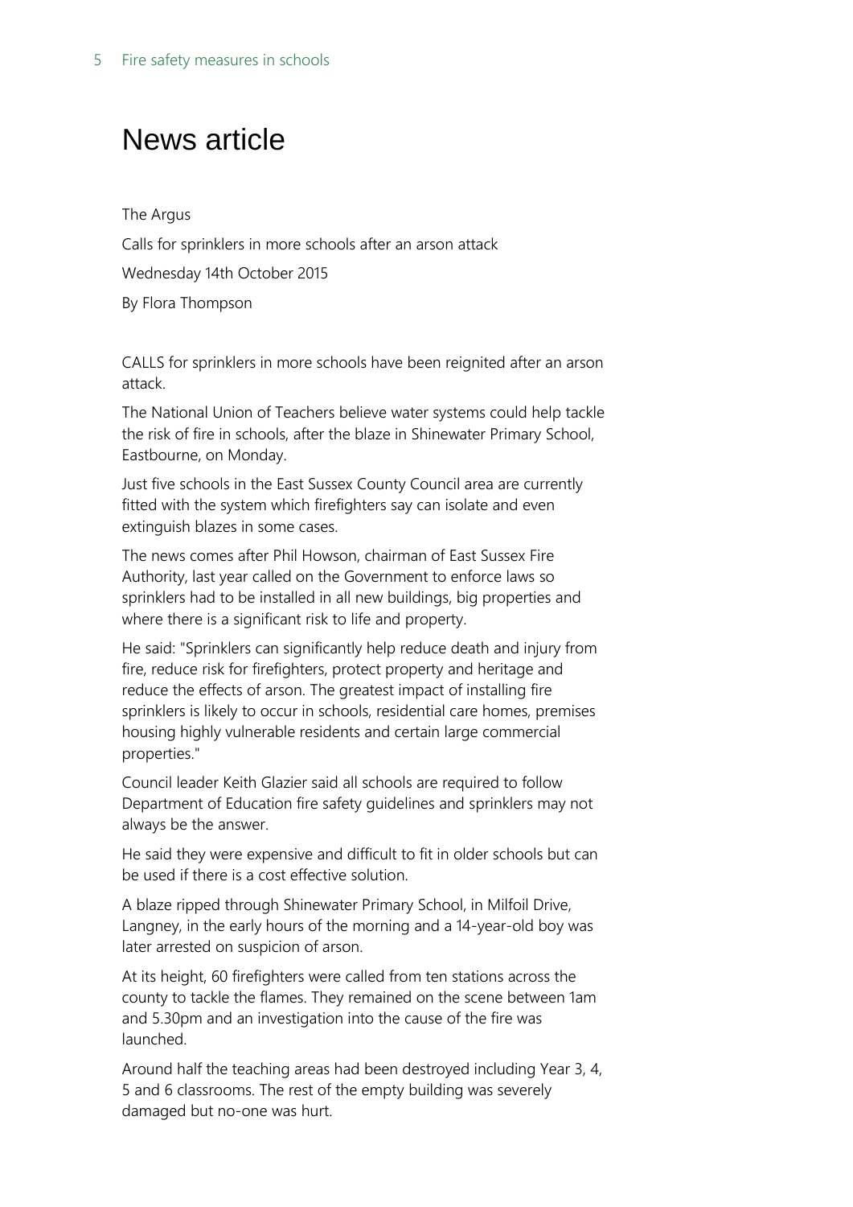# News article

The Argus

Calls for sprinklers in more schools after an arson attack

Wednesday 14th October 2015

By Flora Thompson

CALLS for sprinklers in more schools have been reignited after an arson attack.

The National Union of Teachers believe water systems could help tackle the risk of fire in schools, after the blaze in Shinewater Primary School, Eastbourne, on Monday.

Just five schools in the East Sussex County Council area are currently fitted with the system which firefighters say can isolate and even extinguish blazes in some cases.

The news comes after Phil Howson, chairman of East Sussex Fire Authority, last year called on the Government to enforce laws so sprinklers had to be installed in all new buildings, big properties and where there is a significant risk to life and property.

He said: "Sprinklers can significantly help reduce death and injury from fire, reduce risk for firefighters, protect property and heritage and reduce the effects of arson. The greatest impact of installing fire sprinklers is likely to occur in schools, residential care homes, premises housing highly vulnerable residents and certain large commercial properties."

Council leader Keith Glazier said all schools are required to follow Department of Education fire safety guidelines and sprinklers may not always be the answer.

He said they were expensive and difficult to fit in older schools but can be used if there is a cost effective solution.

A blaze ripped through Shinewater Primary School, in Milfoil Drive, Langney, in the early hours of the morning and a 14-year-old boy was later arrested on suspicion of arson.

At its height, 60 firefighters were called from ten stations across the county to tackle the flames. They remained on the scene between 1am and 5.30pm and an investigation into the cause of the fire was launched.

Around half the teaching areas had been destroyed including Year 3, 4, 5 and 6 classrooms. The rest of the empty building was severely damaged but no-one was hurt.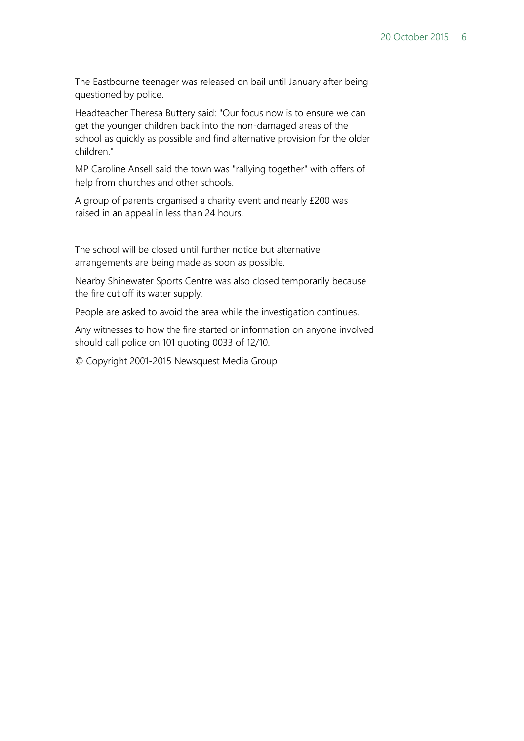The Eastbourne teenager was released on bail until January after being questioned by police.

Headteacher Theresa Buttery said: "Our focus now is to ensure we can get the younger children back into the non-damaged areas of the school as quickly as possible and find alternative provision for the older children."

MP Caroline Ansell said the town was "rallying together" with offers of help from churches and other schools.

A group of parents organised a charity event and nearly £200 was raised in an appeal in less than 24 hours.

The school will be closed until further notice but alternative arrangements are being made as soon as possible.

Nearby Shinewater Sports Centre was also closed temporarily because the fire cut off its water supply.

People are asked to avoid the area while the investigation continues.

Any witnesses to how the fire started or information on anyone involved should call police on 101 quoting 0033 of 12/10.

© Copyright 2001-2015 Newsquest Media Group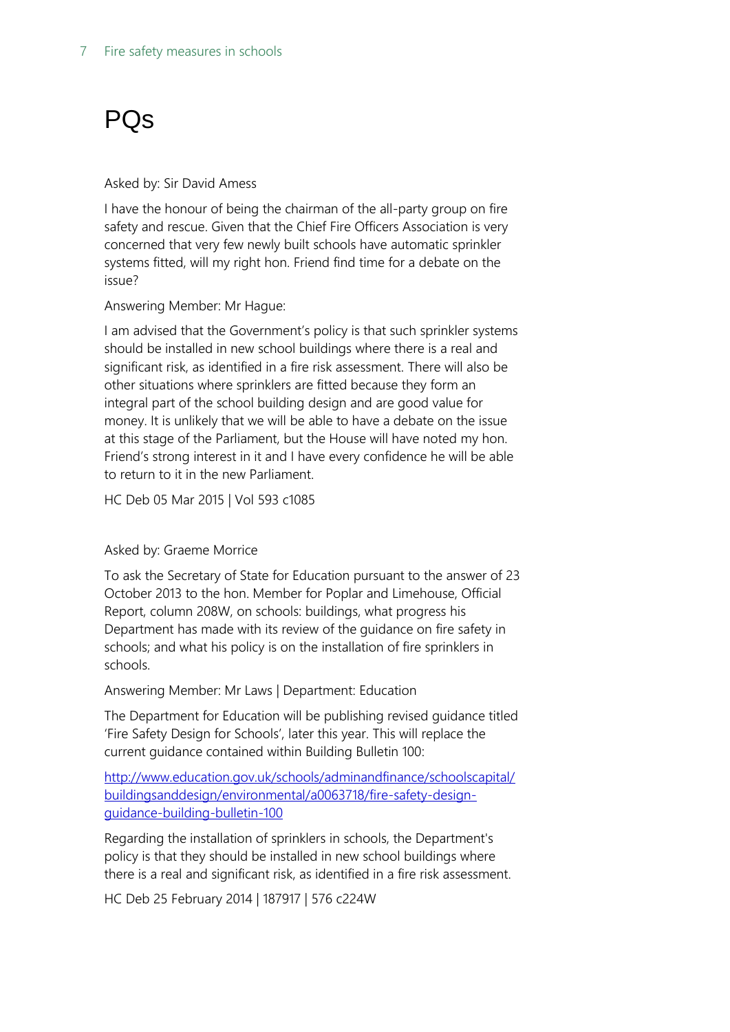# PQs

Asked by: Sir David Amess

I have the honour of being the chairman of the all-party group on fire safety and rescue. Given that the Chief Fire Officers Association is very concerned that very few newly built schools have automatic sprinkler systems fitted, will my right hon. Friend find time for a debate on the issue?

Answering Member: Mr Hague:

I am advised that the Government's policy is that such sprinkler systems should be installed in new school buildings where there is a real and significant risk, as identified in a fire risk assessment. There will also be other situations where sprinklers are fitted because they form an integral part of the school building design and are good value for money. It is unlikely that we will be able to have a debate on the issue at this stage of the Parliament, but the House will have noted my hon. Friend's strong interest in it and I have every confidence he will be able to return to it in the new Parliament.

HC Deb 05 Mar 2015 | Vol 593 c1085

Asked by: Graeme Morrice

To ask the Secretary of State for Education pursuant to the answer of 23 October 2013 to the hon. Member for Poplar and Limehouse, Official Report, column 208W, on schools: buildings, what progress his Department has made with its review of the guidance on fire safety in schools; and what his policy is on the installation of fire sprinklers in schools.

Answering Member: Mr Laws | Department: Education

The Department for Education will be publishing revised guidance titled 'Fire Safety Design for Schools', later this year. This will replace the current guidance contained within Building Bulletin 100:

[http://www.education.gov.uk/schools/adminandfinance/schoolscapital/buildingsanddesign/environmental/a0063718/fire-safety-design-guidance-building-bulletin-100](http://www.education.gov.uk/schools/adminandfinance/schoolscapital/buildingsanddesign/environmental/a0063718/fire-safety-design-guidance-building-bulletin-100)

Regarding the installation of sprinklers in schools, the Department's policy is that they should be installed in new school buildings where there is a real and significant risk, as identified in a fire risk assessment.

HC Deb 25 February 2014 | 187917 | 576 c224W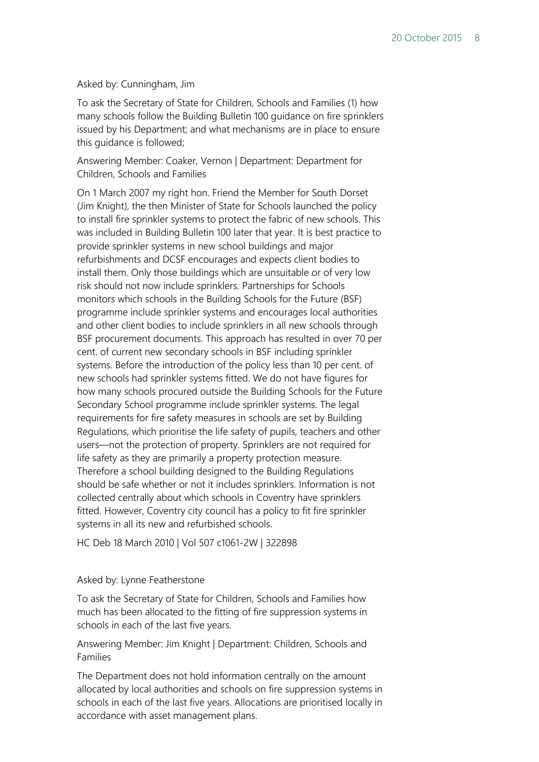Asked by: Cunningham, Jim

To ask the Secretary of State for Children, Schools and Families (1) how many schools follow the Building Bulletin 100 guidance on fire sprinklers issued by his Department; and what mechanisms are in place to ensure this guidance is followed;

Answering Member: Coaker, Vernon | Department: Department for Children, Schools and Families

On 1 March 2007 my right hon. Friend the Member for South Dorset (Jim Knight), the then Minister of State for Schools launched the policy to install fire sprinkler systems to protect the fabric of new schools. This was included in Building Bulletin 100 later that year. It is best practice to provide sprinkler systems in new school buildings and major refurbishments and DCSF encourages and expects client bodies to install them. Only those buildings which are unsuitable or of very low risk should not now include sprinklers. Partnerships for Schools monitors which schools in the Building Schools for the Future (BSF) programme include sprinkler systems and encourages local authorities and other client bodies to include sprinklers in all new schools through BSF procurement documents. This approach has resulted in over 70 per cent. of current new secondary schools in BSF including sprinkler systems. Before the introduction of the policy less than 10 per cent. of new schools had sprinkler systems fitted. We do not have figures for how many schools procured outside the Building Schools for the Future Secondary School programme include sprinkler systems. The legal requirements for fire safety measures in schools are set by Building Regulations, which prioritise the life safety of pupils, teachers and other users—not the protection of property. Sprinklers are not required for life safety as they are primarily a property protection measure. Therefore a school building designed to the Building Regulations should be safe whether or not it includes sprinklers. Information is not collected centrally about which schools in Coventry have sprinklers fitted. However, Coventry city council has a policy to fit fire sprinkler systems in all its new and refurbished schools.

HC Deb 18 March 2010 | Vol 507 c1061-2W | 322898

Asked by: Lynne Featherstone

To ask the Secretary of State for Children, Schools and Families how much has been allocated to the fitting of fire suppression systems in schools in each of the last five years.

Answering Member: Jim Knight | Department: Children, Schools and Families

The Department does not hold information centrally on the amount allocated by local authorities and schools on fire suppression systems in schools in each of the last five years. Allocations are prioritised locally in accordance with asset management plans.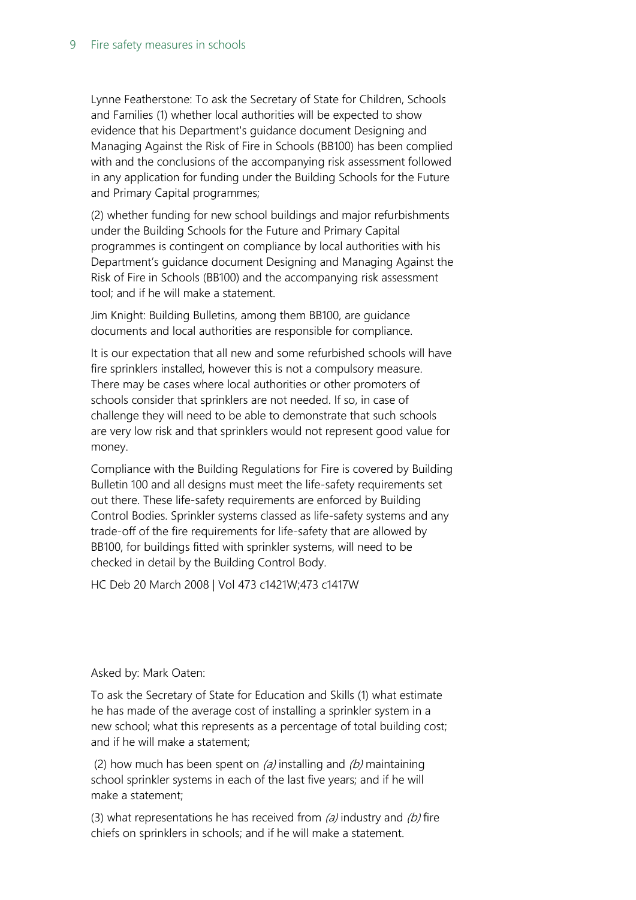Lynne Featherstone: To ask the Secretary of State for Children, Schools and Families (1) whether local authorities will be expected to show evidence that his Department's guidance document Designing and Managing Against the Risk of Fire in Schools (BB100) has been complied with and the conclusions of the accompanying risk assessment followed in any application for funding under the Building Schools for the Future and Primary Capital programmes;

(2) whether funding for new school buildings and major refurbishments under the Building Schools for the Future and Primary Capital programmes is contingent on compliance by local authorities with his Department's guidance document Designing and Managing Against the Risk of Fire in Schools (BB100) and the accompanying risk assessment tool; and if he will make a statement.

Jim Knight: Building Bulletins, among them BB100, are guidance documents and local authorities are responsible for compliance.

It is our expectation that all new and some refurbished schools will have fire sprinklers installed, however this is not a compulsory measure. There may be cases where local authorities or other promoters of schools consider that sprinklers are not needed. If so, in case of challenge they will need to be able to demonstrate that such schools are very low risk and that sprinklers would not represent good value for money.

Compliance with the Building Regulations for Fire is covered by Building Bulletin 100 and all designs must meet the life-safety requirements set out there. These life-safety requirements are enforced by Building Control Bodies. Sprinkler systems classed as life-safety systems and any trade-off of the fire requirements for life-safety that are allowed by BB100, for buildings fitted with sprinkler systems, will need to be checked in detail by the Building Control Body.

HC Deb 20 March 2008 | Vol 473 c1421W;473 c1417W

Asked by: Mark Oaten:

To ask the Secretary of State for Education and Skills (1) what estimate he has made of the average cost of installing a sprinkler system in a new school; what this represents as a percentage of total building cost; and if he will make a statement;

(2) how much has been spent on *(a)* installing and *(b)* maintaining school sprinkler systems in each of the last five years; and if he will make a statement;

(3) what representations he has received from *(a)* industry and *(b)* fire chiefs on sprinklers in schools; and if he will make a statement.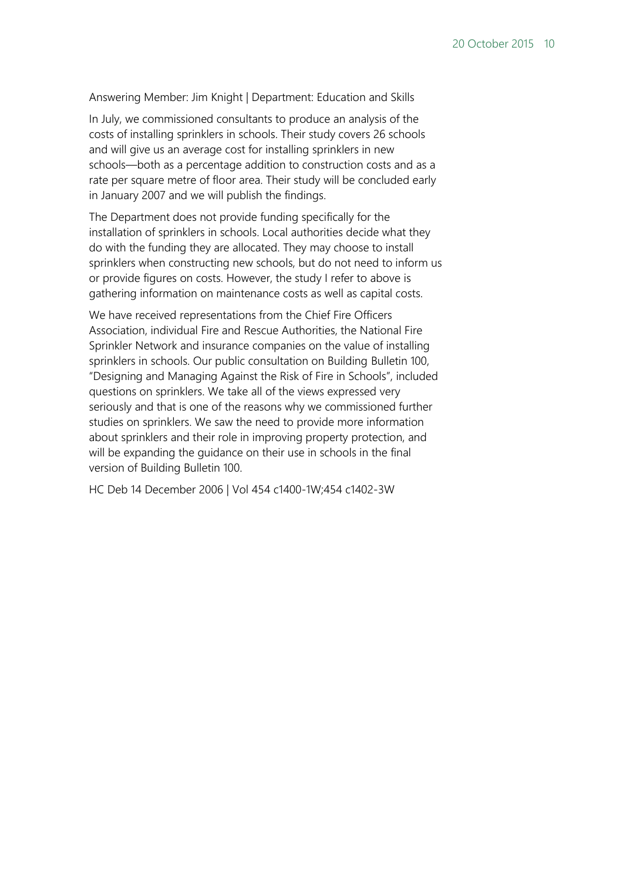Answering Member: Jim Knight | Department: Education and Skills

In July, we commissioned consultants to produce an analysis of the costs of installing sprinklers in schools. Their study covers 26 schools and will give us an average cost for installing sprinklers in new schools—both as a percentage addition to construction costs and as a rate per square metre of floor area. Their study will be concluded early in January 2007 and we will publish the findings.

The Department does not provide funding specifically for the installation of sprinklers in schools. Local authorities decide what they do with the funding they are allocated. They may choose to install sprinklers when constructing new schools, but do not need to inform us or provide figures on costs. However, the study I refer to above is gathering information on maintenance costs as well as capital costs.

We have received representations from the Chief Fire Officers Association, individual Fire and Rescue Authorities, the National Fire Sprinkler Network and insurance companies on the value of installing sprinklers in schools. Our public consultation on Building Bulletin 100, "Designing and Managing Against the Risk of Fire in Schools", included questions on sprinklers. We take all of the views expressed very seriously and that is one of the reasons why we commissioned further studies on sprinklers. We saw the need to provide more information about sprinklers and their role in improving property protection, and will be expanding the guidance on their use in schools in the final version of Building Bulletin 100.

HC Deb 14 December 2006 | Vol 454 c1400-1W;454 c1402-3W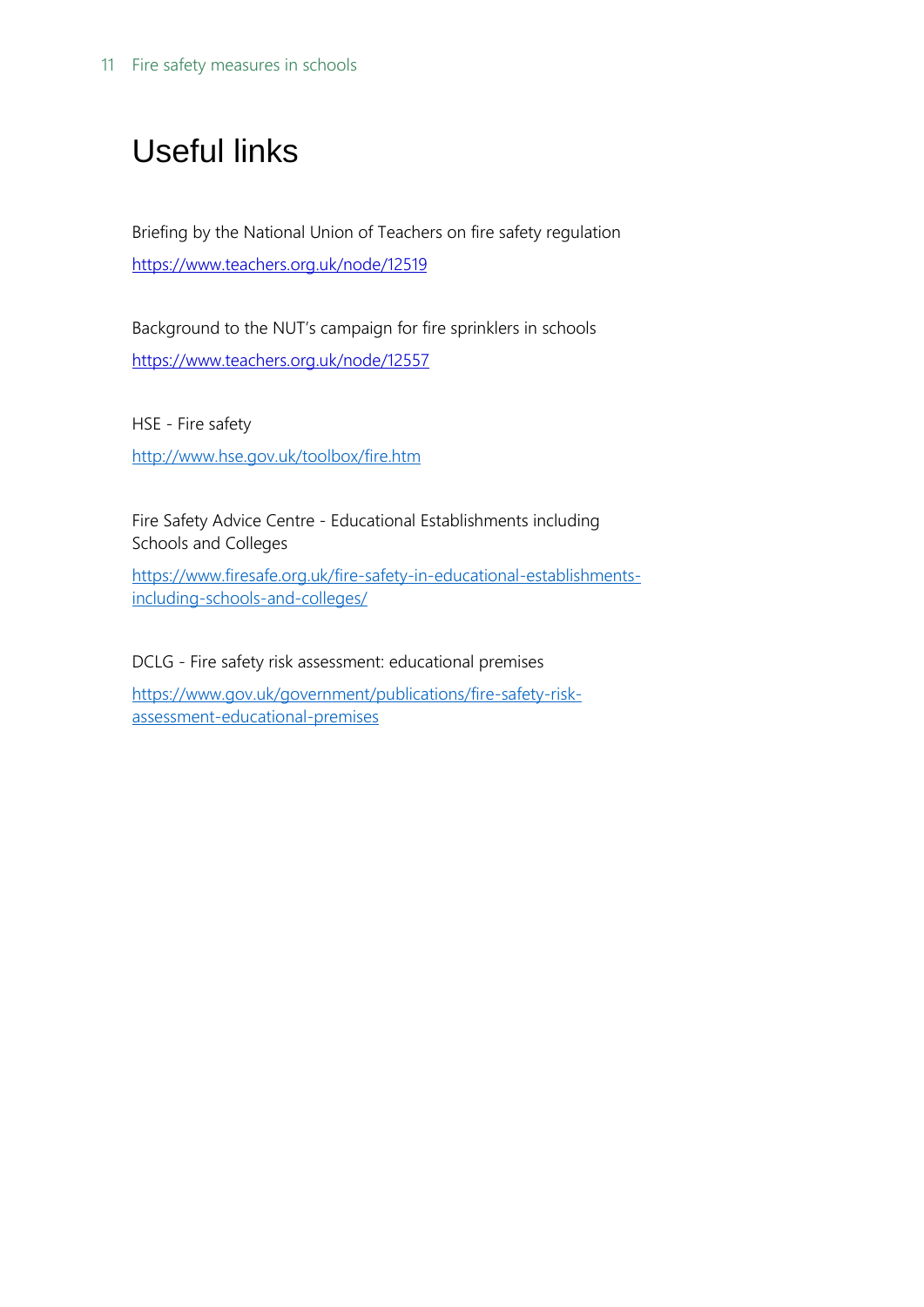# Useful links

Briefing by the National Union of Teachers on fire safety regulation

https://www.teachers.org.uk/node/12519

Background to the NUT's campaign for fire sprinklers in schools

https://www.teachers.org.uk/node/12557

HSE - Fire safety

http://www.hse.gov.uk/toolbox/fire.htm

Fire Safety Advice Centre - Educational Establishments including Schools and Colleges

https://www.firesafe.org.uk/fire-safety-in-educational-establishments-including-schools-and-colleges/

DCLG - Fire safety risk assessment: educational premises

https://www.gov.uk/government/publications/fire-safety-risk-assessment-educational-premises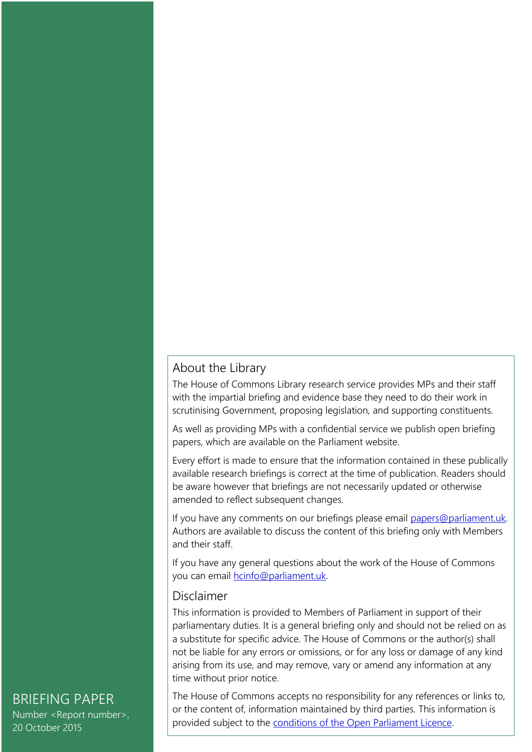## About the Library

The House of Commons Library research service provides MPs and their staff with the impartial briefing and evidence base they need to do their work in scrutinising Government, proposing legislation, and supporting constituents.

As well as providing MPs with a confidential service we publish open briefing papers, which are available on the Parliament website.

Every effort is made to ensure that the information contained in these publically available research briefings is correct at the time of publication. Readers should be aware however that briefings are not necessarily updated or otherwise amended to reflect subsequent changes.

If you have any comments on our briefings please email [papers@parliament.uk](mailto:papers@parliament.uk). Authors are available to discuss the content of this briefing only with Members and their staff.

If you have any general questions about the work of the House of Commons you can email [hcinfo@parliament.uk](mailto:hcinfo@parliament.uk).

## Disclaimer

This information is provided to Members of Parliament in support of their parliamentary duties. It is a general briefing only and should not be relied on as a substitute for specific advice. The House of Commons or the author(s) shall not be liable for any errors or omissions, or for any loss or damage of any kind arising from its use, and may remove, vary or amend any information at any time without prior notice.

The House of Commons accepts no responsibility for any references or links to, or the content of, information maintained by third parties. This information is provided subject to the conditions of the Open Parliament Licence.

BRIEFING PAPER

Number <Report number>, 20 October 2015